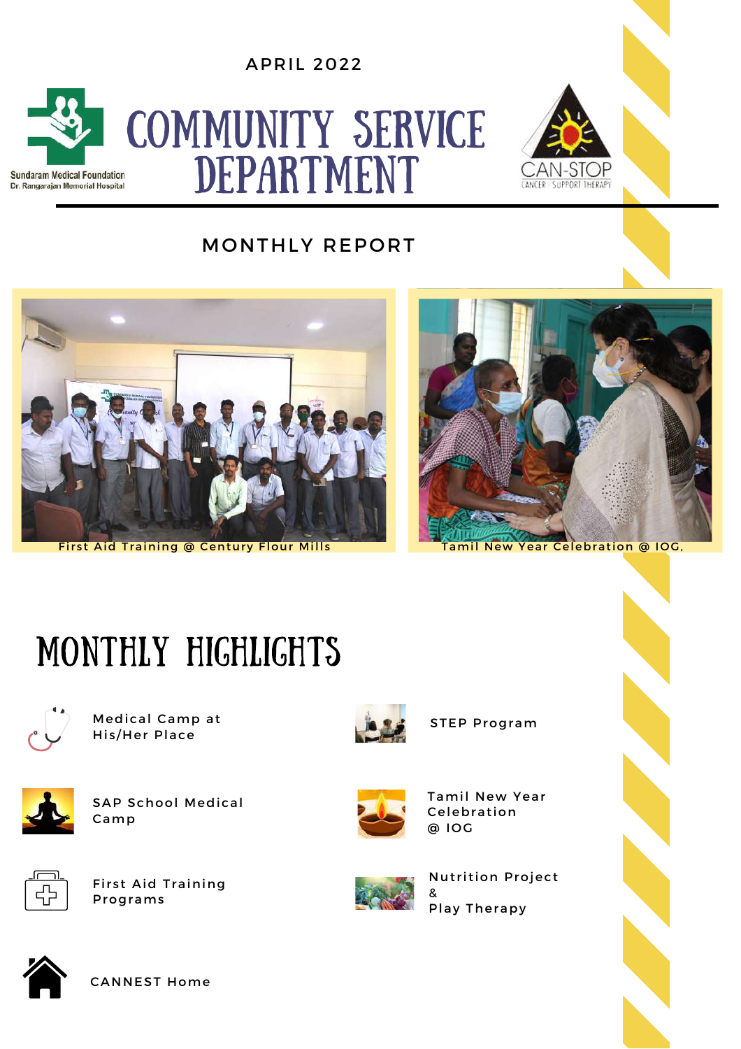APRIL 2022

Sundaram Medical Foundation
Dr. Rangarajan Memorial Hospital

# COMMUNITY SERVICE DEPARTMENT

CAN-STOP
CANCER · SUPPORT THERAPY

## MONTHLY REPORT

First Aid Training @ Century Flour Mills

Tamil New Year Celebration @ IOG,

## MONTHLY HIGHLIGHTS

- Medical Camp at His/Her Place
- STEP Program
- SAP School Medical Camp
- Tamil New Year Celebration @ IOG
- First Aid Training Programs
- Nutrition Project & Play Therapy
- CANNEST Home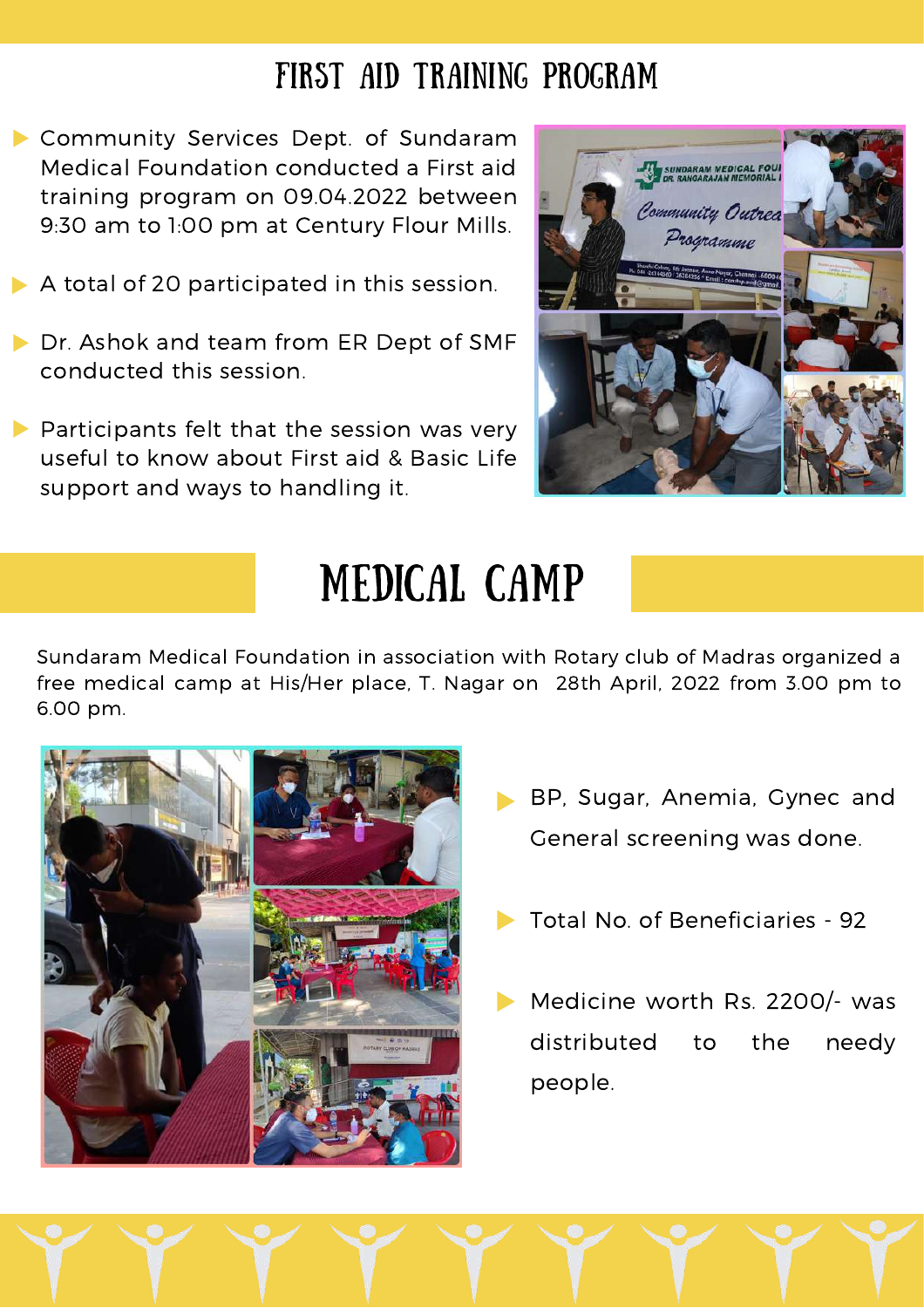# FIRST AID TRAINING PROGRAM

- Community Services Dept. of Sundaram Medical Foundation conducted a First aid training program on 09.04.2022 between 9:30 am to 1:00 pm at Century Flour Mills.
- A total of 20 participated in this session.
- Dr. Ashok and team from ER Dept of SMF conducted this session.
- Participants felt that the session was very useful to know about First aid & Basic Life support and ways to handling it.

# MEDICAL CAMP

Sundaram Medical Foundation in association with Rotary club of Madras organized a free medical camp at His/Her place, T. Nagar on 28th April, 2022 from 3.00 pm to 6.00 pm.

- BP, Sugar, Anemia, Gynec and General screening was done.
- Total No. of Beneficiaries - 92
- Medicine worth Rs. 2200/- was distributed to the needy people.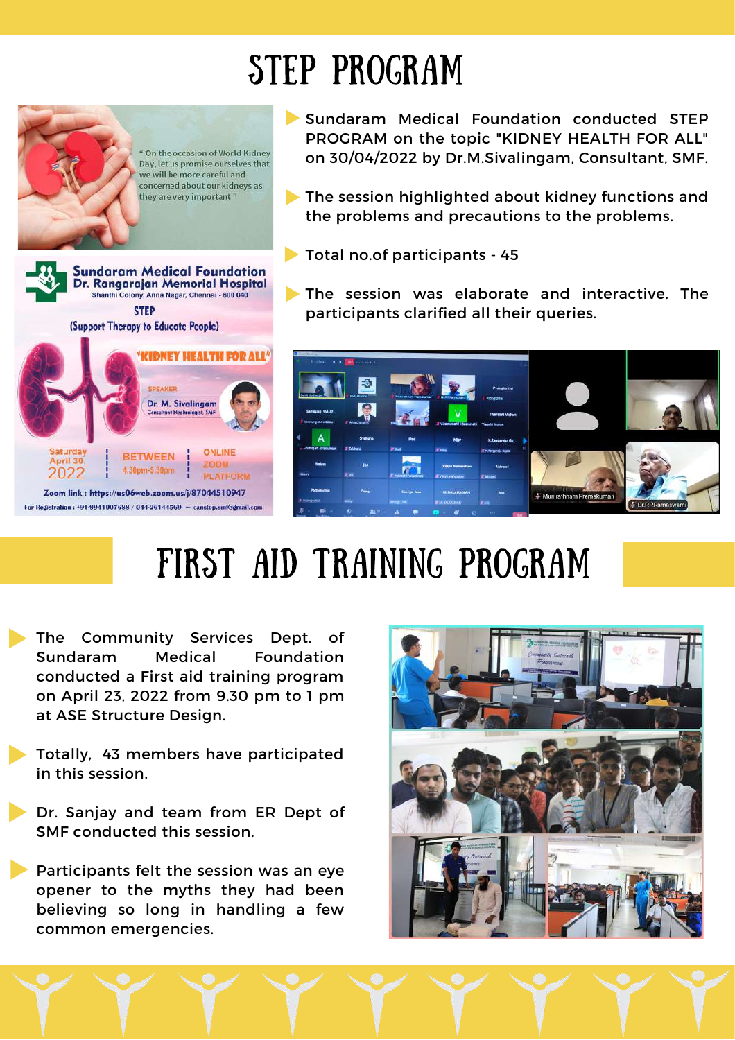# STEP PROGRAM

- Sundaram Medical Foundation conducted STEP PROGRAM on the topic "KIDNEY HEALTH FOR ALL" on 30/04/2022 by Dr.M.Sivalingam, Consultant, SMF.
- The session highlighted about kidney functions and the problems and precautions to the problems.
- Total no.of participants - 45
- The session was elaborate and interactive. The participants clarified all their queries.

# FIRST AID TRAINING PROGRAM

- The Community Services Dept. of Sundaram Medical Foundation conducted a First aid training program on April 23, 2022 from 9.30 pm to 1 pm at ASE Structure Design.
- Totally, 43 members have participated in this session.
- Dr. Sanjay and team from ER Dept of SMF conducted this session.
- Participants felt the session was an eye opener to the myths they had been believing so long in handling a few common emergencies.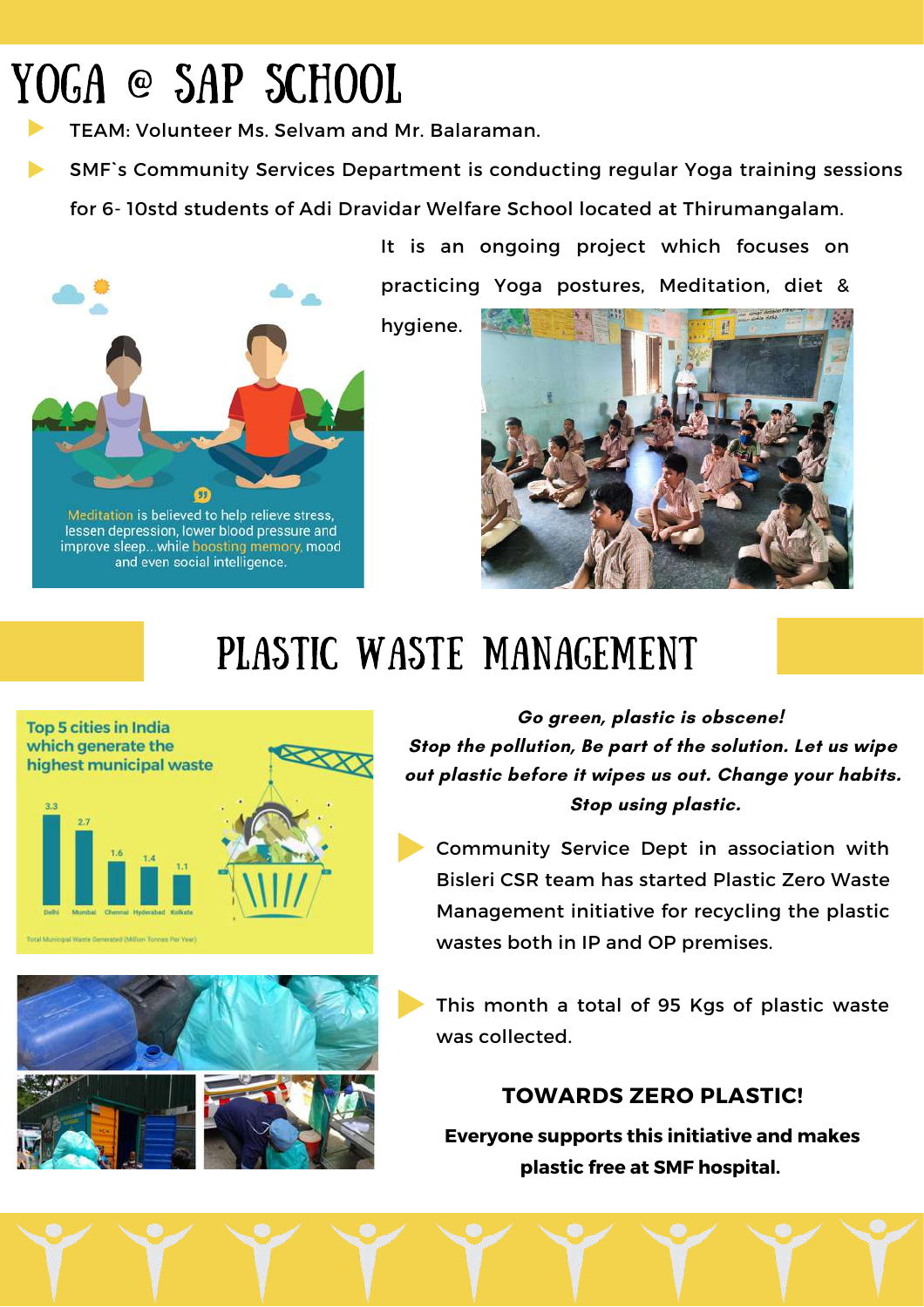# YOGA @ SAP SCHOOL

- TEAM: Volunteer Ms. Selvam and Mr. Balaraman.
- SMF`s Community Services Department is conducting regular Yoga training sessions for 6- 10std students of Adi Dravidar Welfare School located at Thirumangalam.

It is an ongoing project which focuses on practicing Yoga postures, Meditation, diet & hygiene.

Meditation is believed to help relieve stress, lessen depression, lower blood pressure and improve sleep...while boosting memory, mood and even social intelligence.

# PLASTIC WASTE MANAGEMENT

Top 5 cities in India which generate the highest municipal waste

| City | Total Municipal Waste Generated (Million Tonnes Per Year) |
| --- | --- |
| Delhi | 3.3 |
| Mumbai | 2.7 |
| Chennai | 1.6 |
| Hyderabad | 1.4 |
| Kolkata | 1.1 |

***Go green, plastic is obscene!***
***Stop the pollution, Be part of the solution. Let us wipe out plastic before it wipes us out. Change your habits. Stop using plastic.***

- Community Service Dept in association with Bisleri CSR team has started Plastic Zero Waste Management initiative for recycling the plastic wastes both in IP and OP premises.
- This month a total of 95 Kgs of plastic waste was collected.

**TOWARDS ZERO PLASTIC!**

**Everyone supports this initiative and makes plastic free at SMF hospital.**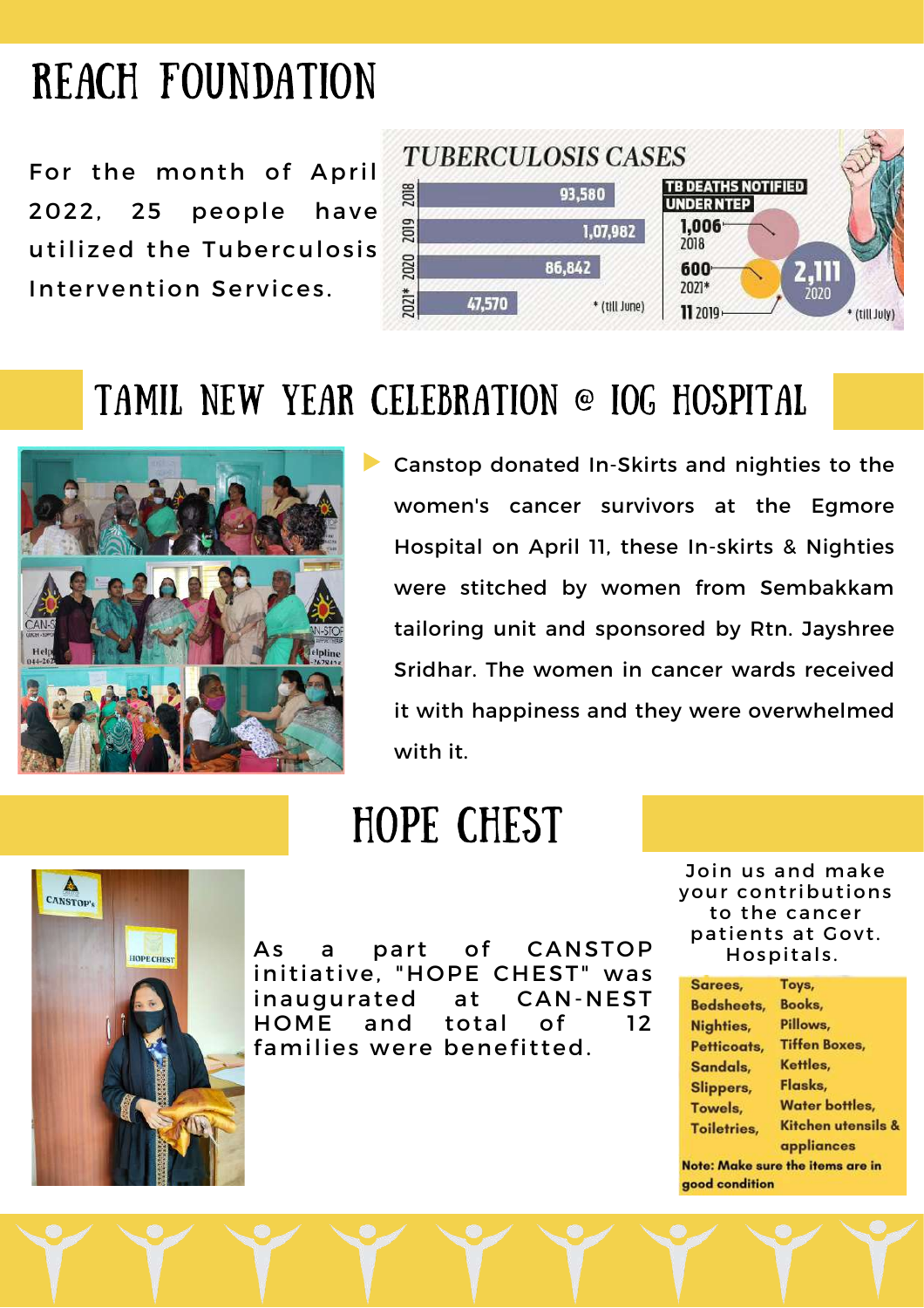# REACH FOUNDATION

For the month of April 2022, 25 people have utilized the Tuberculosis Intervention Services.

**TUBERCULOSIS CASES**

| Year | Cases |
|---|---|
| 2018 | 93,580 |
| 2019 | 1,07,982 |
| 2020 | 86,842 |
| 2021* | 47,570 |

\* (till June)

**TB DEATHS NOTIFIED UNDER NTEP**

| Year | Deaths |
|---|---|
| 2018 | 1,006 |
| 2019 | 11 |
| 2020 | 2,111 |
| 2021* | 600 |

\* (till July)

## TAMIL NEW YEAR CELEBRATION @ IOG HOSPITAL

- Canstop donated In-Skirts and nighties to the women's cancer survivors at the Egmore Hospital on April 11, these In-skirts & Nighties were stitched by women from Sembakkam tailoring unit and sponsored by Rtn. Jayshree Sridhar. The women in cancer wards received it with happiness and they were overwhelmed with it.

## HOPE CHEST

As a part of CANSTOP initiative, "HOPE CHEST" was inaugurated at CAN-NEST HOME and total of 12 families were benefitted.

Join us and make your contributions to the cancer patients at Govt. Hospitals.

| | |
|---|---|
| Sarees, | Toys, |
| Bedsheets, | Books, |
| Nighties, | Pillows, |
| Petticoats, | Tiffen Boxes, |
| Sandals, | Kettles, |
| Slippers, | Flasks, |
| Towels, | Water bottles, |
| Toiletries, | Kitchen utensils & appliances |

**Note: Make sure the items are in good condition**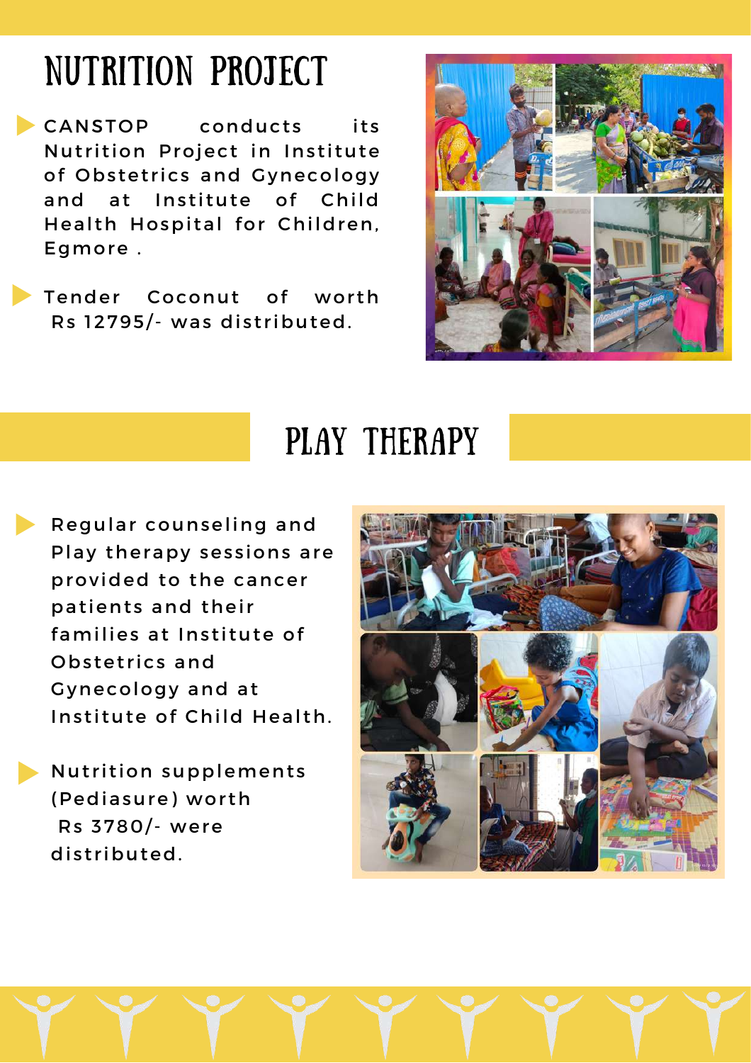# NUTRITION PROJECT

- CANSTOP conducts its Nutrition Project in Institute of Obstetrics and Gynecology and at Institute of Child Health Hospital for Children, Egmore .
- Tender Coconut of worth Rs 12795/- was distributed.

# PLAY THERAPY

- Regular counseling and Play therapy sessions are provided to the cancer patients and their families at Institute of Obstetrics and Gynecology and at Institute of Child Health.
- Nutrition supplements (Pediasure) worth Rs 3780/- were distributed.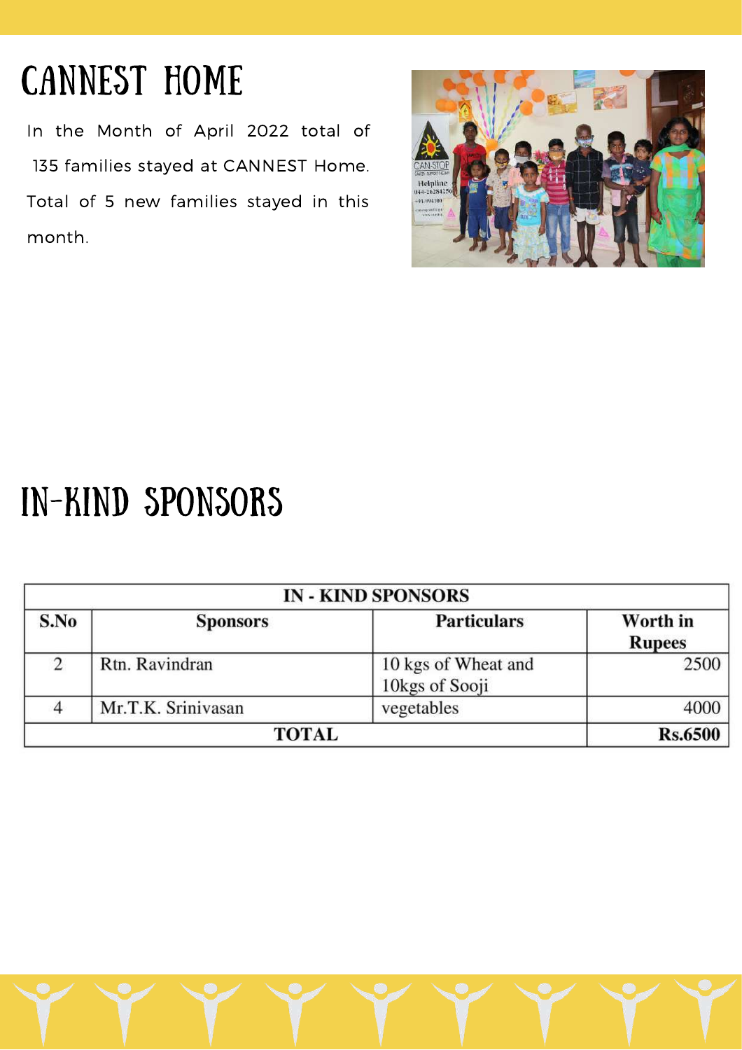# CANNEST HOME

In the Month of April 2022 total of 135 families stayed at CANNEST Home. Total of 5 new families stayed in this month.

# IN-KIND SPONSORS

| IN - KIND SPONSORS | | | |
|---|---|---|---|
| **S.No** | **Sponsors** | **Particulars** | **Worth in Rupees** |
| 2 | Rtn. Ravindran | 10 kgs of Wheat and 10kgs of Sooji | 2500 |
| 4 | Mr.T.K. Srinivasan | vegetables | 4000 |
| **TOTAL** | | | **Rs.6500** |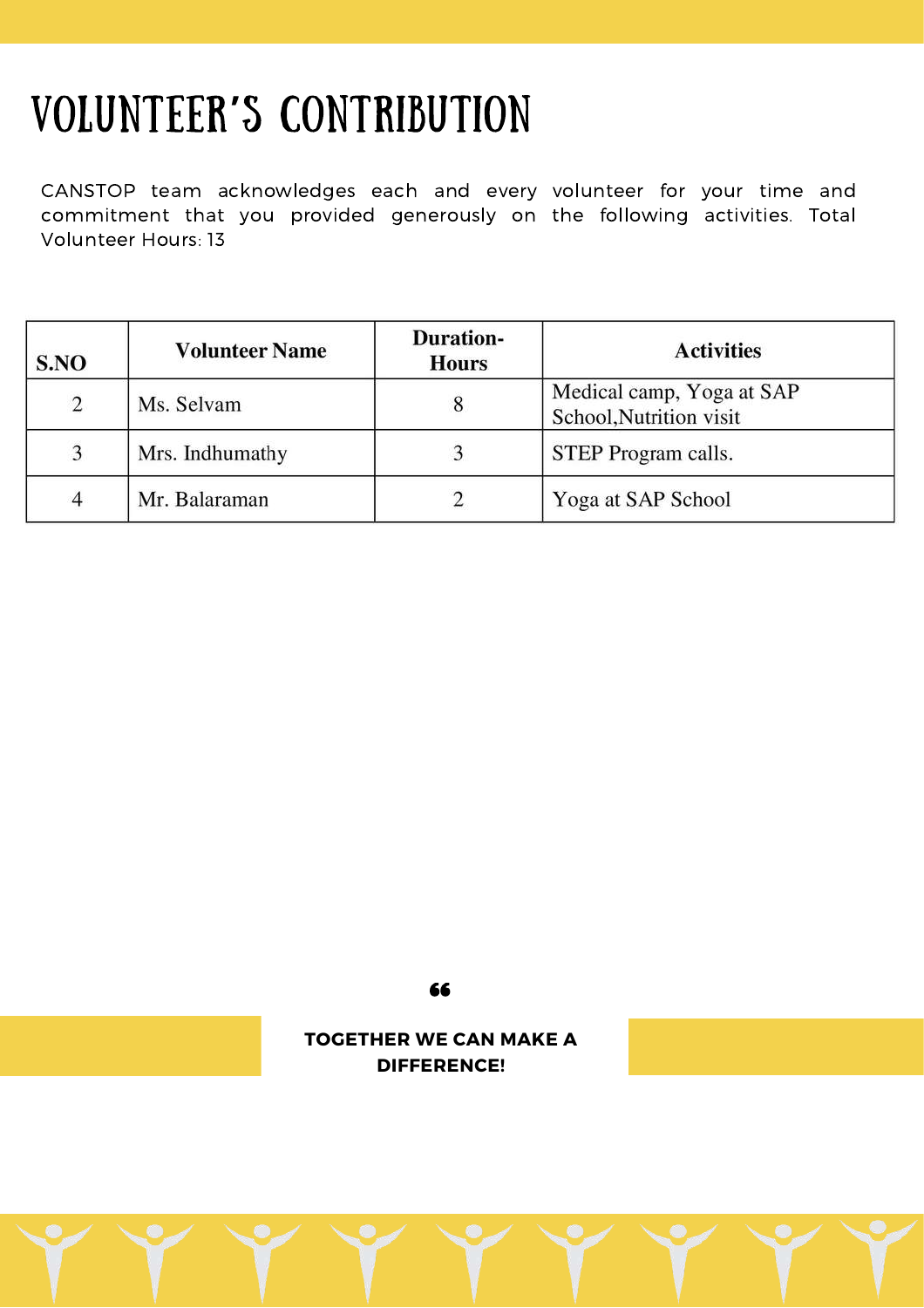# VOLUNTEER'S CONTRIBUTION

CANSTOP team acknowledges each and every volunteer for your time and commitment that you provided generously on the following activities. Total Volunteer Hours: 13

| S.NO | Volunteer Name | Duration-Hours | Activities |
|---|---|---|---|
| 2 | Ms. Selvam | 8 | Medical camp, Yoga at SAP School,Nutrition visit |
| 3 | Mrs. Indhumathy | 3 | STEP Program calls. |
| 4 | Mr. Balaraman | 2 | Yoga at SAP School |

"

**TOGETHER WE CAN MAKE A DIFFERENCE!**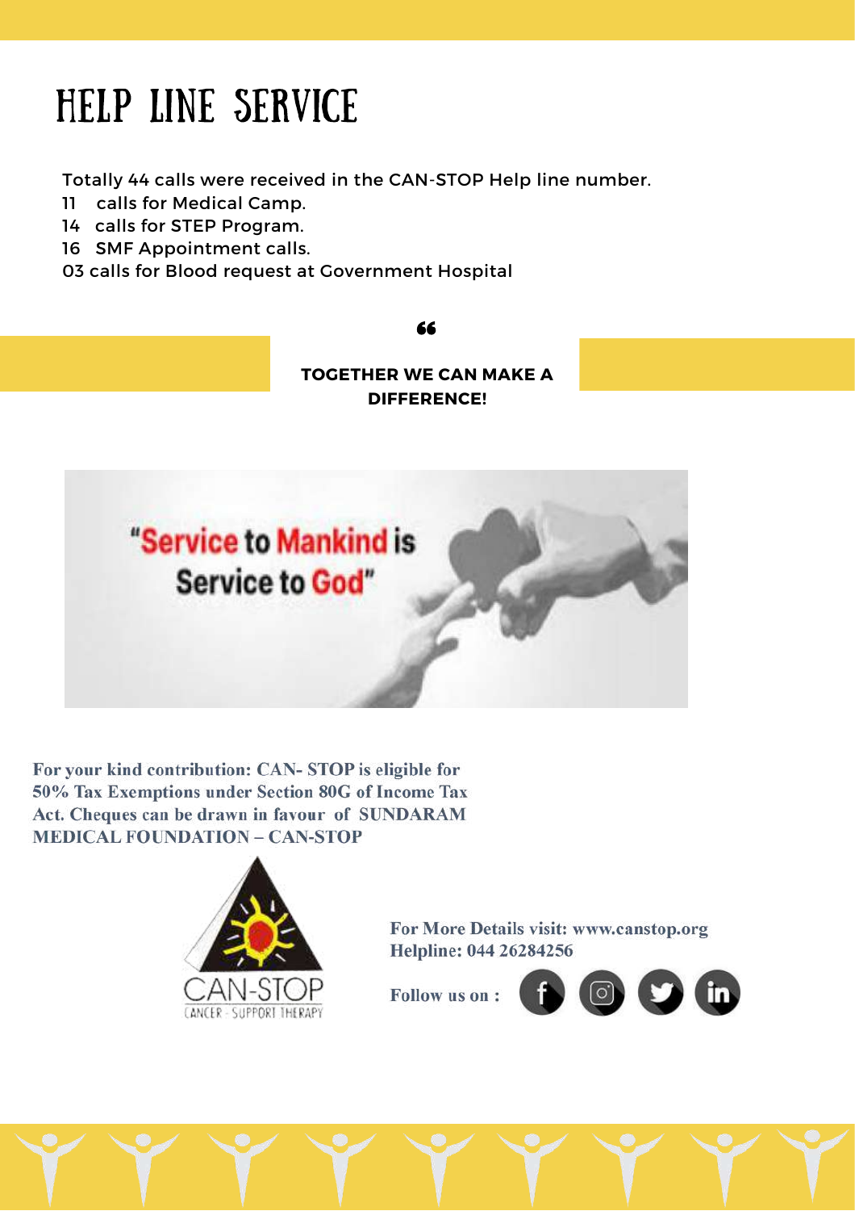# HELP LINE SERVICE

Totally 44 calls were received in the CAN-STOP Help line number.
11 calls for Medical Camp.
14 calls for STEP Program.
16 SMF Appointment calls.
03 calls for Blood request at Government Hospital

**TOGETHER WE CAN MAKE A DIFFERENCE!**

"Service to Mankind is Service to God"

**For your kind contribution: CAN- STOP is eligible for 50% Tax Exemptions under Section 80G of Income Tax Act. Cheques can be drawn in favour of SUNDARAM MEDICAL FOUNDATION – CAN-STOP**

CAN-STOP
CANCER - SUPPORT THERAPY

**For More Details visit: www.canstop.org**
**Helpline: 044 26284256**

**Follow us on :**